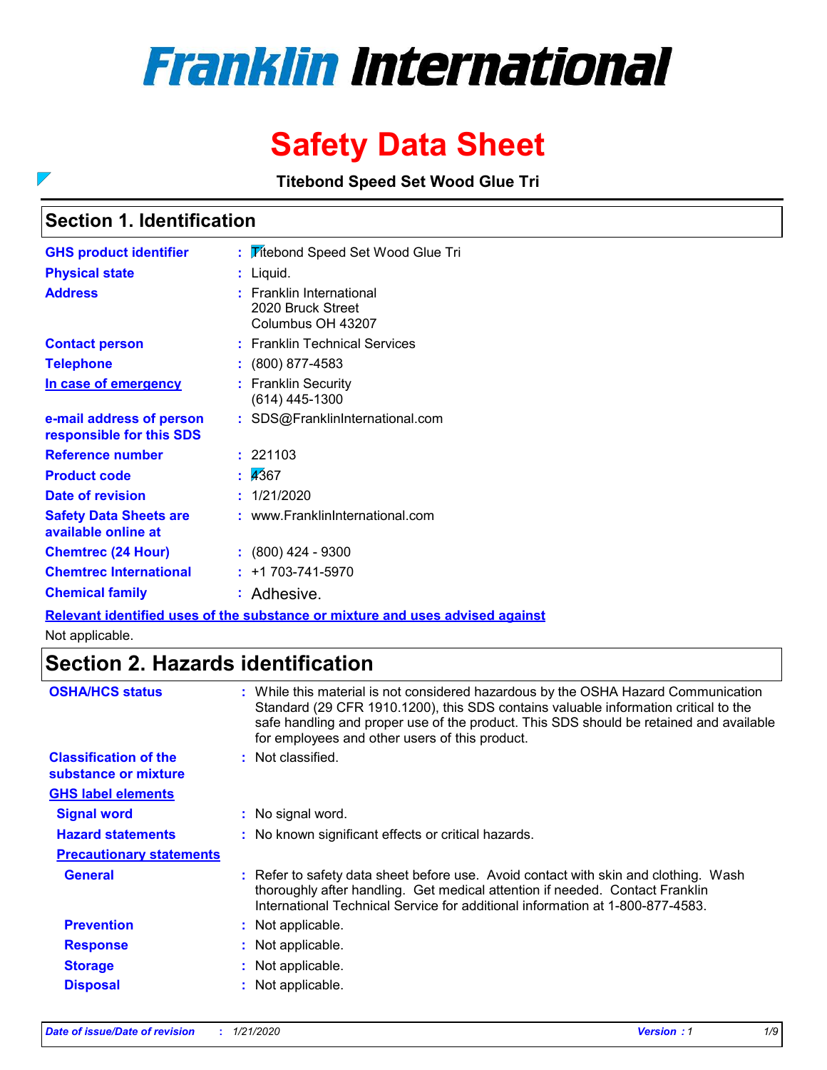# Franklin International

# Safety Data Sheet

**Titebond Speed Set Wood Glue Tri**

## Section 1. Identification

| | |
|---|---|
| **GHS product identifier** | : Titebond Speed Set Wood Glue Tri |
| **Physical state** | : Liquid. |
| **Address** | : Franklin International<br>2020 Bruck Street<br>Columbus OH 43207 |
| **Contact person** | : Franklin Technical Services |
| **Telephone** | : (800) 877-4583 |
| **In case of emergency** | : Franklin Security<br>(614) 445-1300 |
| **e-mail address of person responsible for this SDS** | : SDS@FranklinInternational.com |
| **Reference number** | : 221103 |
| **Product code** | : 4367 |
| **Date of revision** | : 1/21/2020 |
| **Safety Data Sheets are available online at** | : www.FranklinInternational.com |
| **Chemtrec (24 Hour)** | : (800) 424 - 9300 |
| **Chemtrec International** | : +1 703-741-5970 |
| **Chemical family** | : Adhesive. |

**Relevant identified uses of the substance or mixture and uses advised against**

Not applicable.

## Section 2. Hazards identification

| | |
|---|---|
| **OSHA/HCS status** | : While this material is not considered hazardous by the OSHA Hazard Communication Standard (29 CFR 1910.1200), this SDS contains valuable information critical to the safe handling and proper use of the product. This SDS should be retained and available for employees and other users of this product. |
| **Classification of the substance or mixture** | : Not classified. |

**GHS label elements**

| | |
|---|---|
| **Signal word** | : No signal word. |
| **Hazard statements** | : No known significant effects or critical hazards. |

**Precautionary statements**

| | |
|---|---|
| **General** | : Refer to safety data sheet before use. Avoid contact with skin and clothing. Wash thoroughly after handling. Get medical attention if needed. Contact Franklin International Technical Service for additional information at 1-800-877-4583. |
| **Prevention** | : Not applicable. |
| **Response** | : Not applicable. |
| **Storage** | : Not applicable. |
| **Disposal** | : Not applicable. |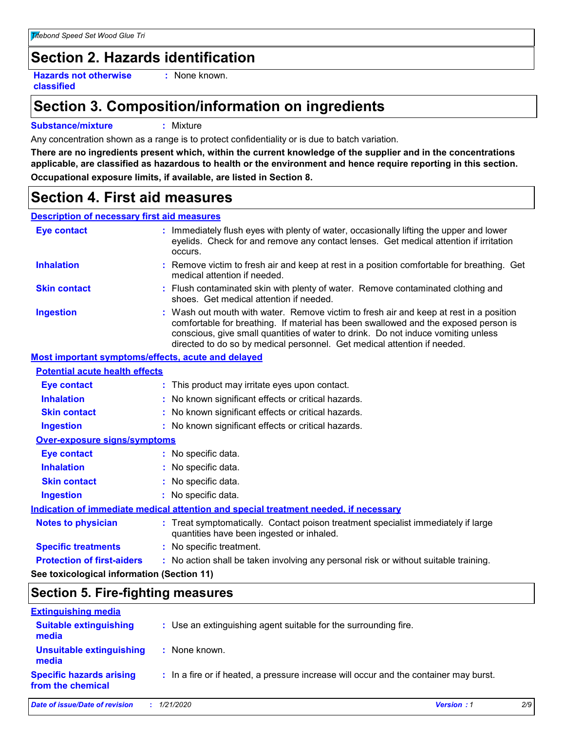## Section 2. Hazards identification

**Hazards not otherwise classified** : None known.

## Section 3. Composition/information on ingredients

**Substance/mixture** : Mixture

Any concentration shown as a range is to protect confidentiality or is due to batch variation.

**There are no ingredients present which, within the current knowledge of the supplier and in the concentrations applicable, are classified as hazardous to health or the environment and hence require reporting in this section.**

**Occupational exposure limits, if available, are listed in Section 8.**

## Section 4. First aid measures

### Description of necessary first aid measures

**Eye contact** : Immediately flush eyes with plenty of water, occasionally lifting the upper and lower eyelids. Check for and remove any contact lenses. Get medical attention if irritation occurs.

**Inhalation** : Remove victim to fresh air and keep at rest in a position comfortable for breathing. Get medical attention if needed.

**Skin contact** : Flush contaminated skin with plenty of water. Remove contaminated clothing and shoes. Get medical attention if needed.

**Ingestion** : Wash out mouth with water. Remove victim to fresh air and keep at rest in a position comfortable for breathing. If material has been swallowed and the exposed person is conscious, give small quantities of water to drink. Do not induce vomiting unless directed to do so by medical personnel. Get medical attention if needed.

### Most important symptoms/effects, acute and delayed

#### Potential acute health effects

**Eye contact** : This product may irritate eyes upon contact.

**Inhalation** : No known significant effects or critical hazards.

**Skin contact** : No known significant effects or critical hazards.

**Ingestion** : No known significant effects or critical hazards.

#### Over-exposure signs/symptoms

**Eye contact** : No specific data.

**Inhalation** : No specific data.

**Skin contact** : No specific data.

**Ingestion** : No specific data.

### Indication of immediate medical attention and special treatment needed, if necessary

**Notes to physician** : Treat symptomatically. Contact poison treatment specialist immediately if large quantities have been ingested or inhaled.

**Specific treatments** : No specific treatment.

**Protection of first-aiders** : No action shall be taken involving any personal risk or without suitable training.

**See toxicological information (Section 11)**

## Section 5. Fire-fighting measures

### Extinguishing media

**Suitable extinguishing media** : Use an extinguishing agent suitable for the surrounding fire.

**Unsuitable extinguishing media** : None known.

**Specific hazards arising from the chemical** : In a fire or if heated, a pressure increase will occur and the container may burst.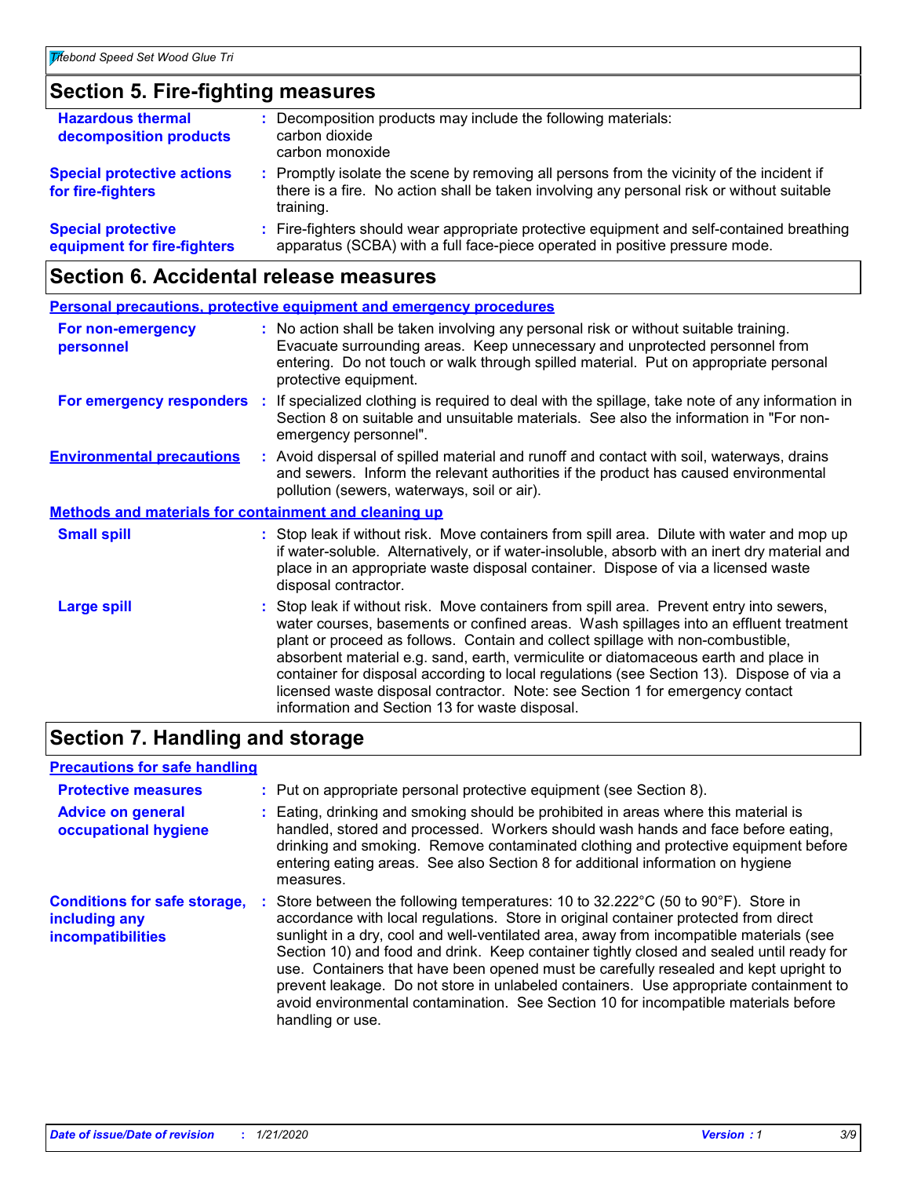## Section 5. Fire-fighting measures

| | |
|---|---|
| **Hazardous thermal decomposition products** | : Decomposition products may include the following materials:<br>carbon dioxide<br>carbon monoxide |
| **Special protective actions for fire-fighters** | : Promptly isolate the scene by removing all persons from the vicinity of the incident if there is a fire. No action shall be taken involving any personal risk or without suitable training. |
| **Special protective equipment for fire-fighters** | : Fire-fighters should wear appropriate protective equipment and self-contained breathing apparatus (SCBA) with a full face-piece operated in positive pressure mode. |

## Section 6. Accidental release measures

### Personal precautions, protective equipment and emergency procedures

| | |
|---|---|
| **For non-emergency personnel** | : No action shall be taken involving any personal risk or without suitable training. Evacuate surrounding areas. Keep unnecessary and unprotected personnel from entering. Do not touch or walk through spilled material. Put on appropriate personal protective equipment. |
| **For emergency responders** | : If specialized clothing is required to deal with the spillage, take note of any information in Section 8 on suitable and unsuitable materials. See also the information in "For non-emergency personnel". |
| **Environmental precautions** | : Avoid dispersal of spilled material and runoff and contact with soil, waterways, drains and sewers. Inform the relevant authorities if the product has caused environmental pollution (sewers, waterways, soil or air). |

### Methods and materials for containment and cleaning up

| | |
|---|---|
| **Small spill** | : Stop leak if without risk. Move containers from spill area. Dilute with water and mop up if water-soluble. Alternatively, or if water-insoluble, absorb with an inert dry material and place in an appropriate waste disposal container. Dispose of via a licensed waste disposal contractor. |
| **Large spill** | : Stop leak if without risk. Move containers from spill area. Prevent entry into sewers, water courses, basements or confined areas. Wash spillages into an effluent treatment plant or proceed as follows. Contain and collect spillage with non-combustible, absorbent material e.g. sand, earth, vermiculite or diatomaceous earth and place in container for disposal according to local regulations (see Section 13). Dispose of via a licensed waste disposal contractor. Note: see Section 1 for emergency contact information and Section 13 for waste disposal. |

## Section 7. Handling and storage

### Precautions for safe handling

| | |
|---|---|
| **Protective measures** | : Put on appropriate personal protective equipment (see Section 8). |
| **Advice on general occupational hygiene** | : Eating, drinking and smoking should be prohibited in areas where this material is handled, stored and processed. Workers should wash hands and face before eating, drinking and smoking. Remove contaminated clothing and protective equipment before entering eating areas. See also Section 8 for additional information on hygiene measures. |
| **Conditions for safe storage, including any incompatibilities** | : Store between the following temperatures: 10 to 32.222°C (50 to 90°F). Store in accordance with local regulations. Store in original container protected from direct sunlight in a dry, cool and well-ventilated area, away from incompatible materials (see Section 10) and food and drink. Keep container tightly closed and sealed until ready for use. Containers that have been opened must be carefully resealed and kept upright to prevent leakage. Do not store in unlabeled containers. Use appropriate containment to avoid environmental contamination. See Section 10 for incompatible materials before handling or use. |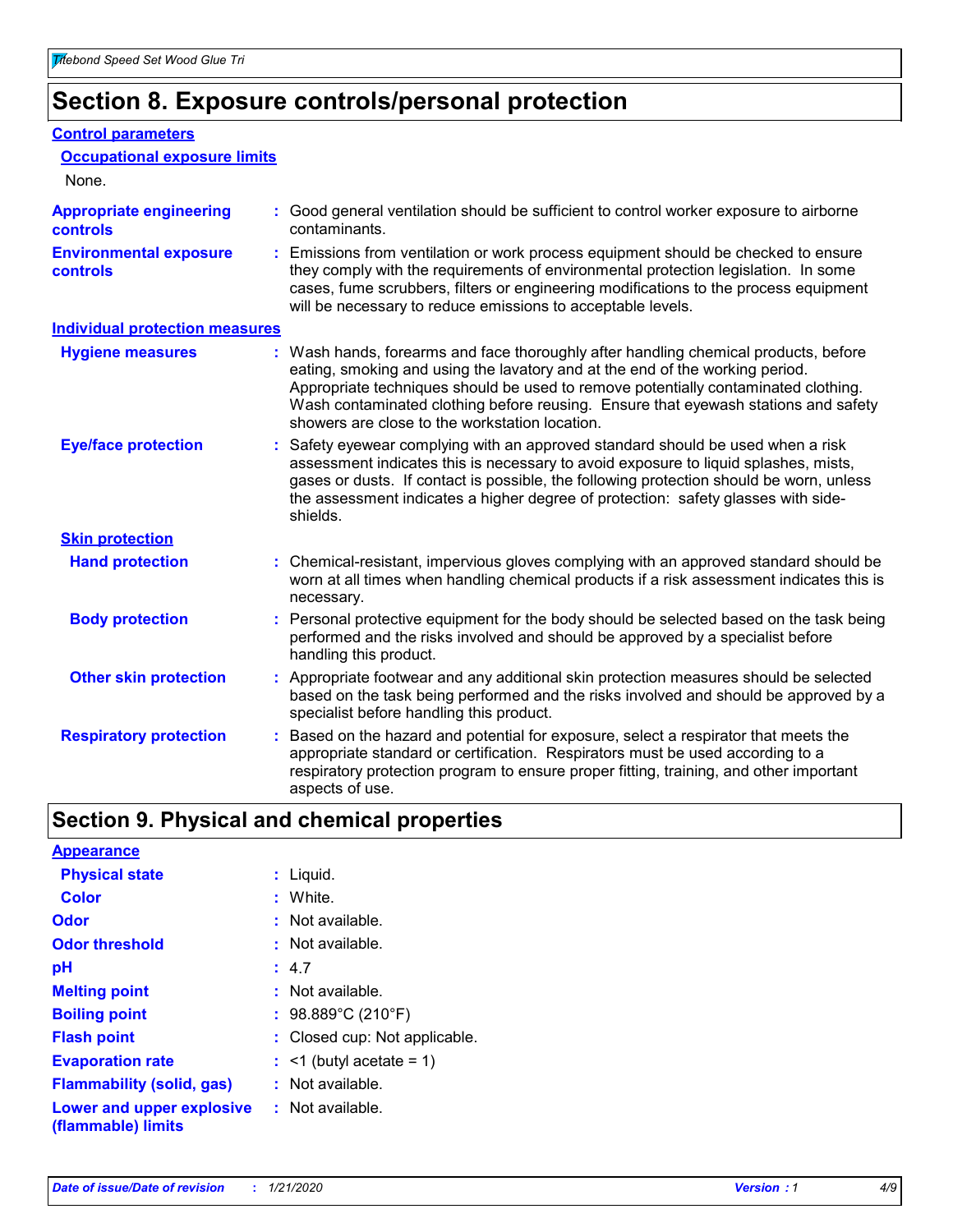## Section 8. Exposure controls/personal protection

### Control parameters

#### Occupational exposure limits

None.

**Appropriate engineering controls** : Good general ventilation should be sufficient to control worker exposure to airborne contaminants.

**Environmental exposure controls** : Emissions from ventilation or work process equipment should be checked to ensure they comply with the requirements of environmental protection legislation. In some cases, fume scrubbers, filters or engineering modifications to the process equipment will be necessary to reduce emissions to acceptable levels.

### Individual protection measures

**Hygiene measures** : Wash hands, forearms and face thoroughly after handling chemical products, before eating, smoking and using the lavatory and at the end of the working period. Appropriate techniques should be used to remove potentially contaminated clothing. Wash contaminated clothing before reusing. Ensure that eyewash stations and safety showers are close to the workstation location.

**Eye/face protection** : Safety eyewear complying with an approved standard should be used when a risk assessment indicates this is necessary to avoid exposure to liquid splashes, mists, gases or dusts. If contact is possible, the following protection should be worn, unless the assessment indicates a higher degree of protection: safety glasses with side-shields.

#### Skin protection

**Hand protection** : Chemical-resistant, impervious gloves complying with an approved standard should be worn at all times when handling chemical products if a risk assessment indicates this is necessary.

**Body protection** : Personal protective equipment for the body should be selected based on the task being performed and the risks involved and should be approved by a specialist before handling this product.

**Other skin protection** : Appropriate footwear and any additional skin protection measures should be selected based on the task being performed and the risks involved and should be approved by a specialist before handling this product.

**Respiratory protection** : Based on the hazard and potential for exposure, select a respirator that meets the appropriate standard or certification. Respirators must be used according to a respiratory protection program to ensure proper fitting, training, and other important aspects of use.

## Section 9. Physical and chemical properties

### Appearance

**Physical state** : Liquid.

**Color** : White.

**Odor** : Not available.

**Odor threshold** : Not available.

**pH** : 4.7

**Melting point** : Not available.

**Boiling point** : 98.889°C (210°F)

**Flash point** : Closed cup: Not applicable.

**Evaporation rate** : <1 (butyl acetate = 1)

**Flammability (solid, gas)** : Not available.

**Lower and upper explosive (flammable) limits** : Not available.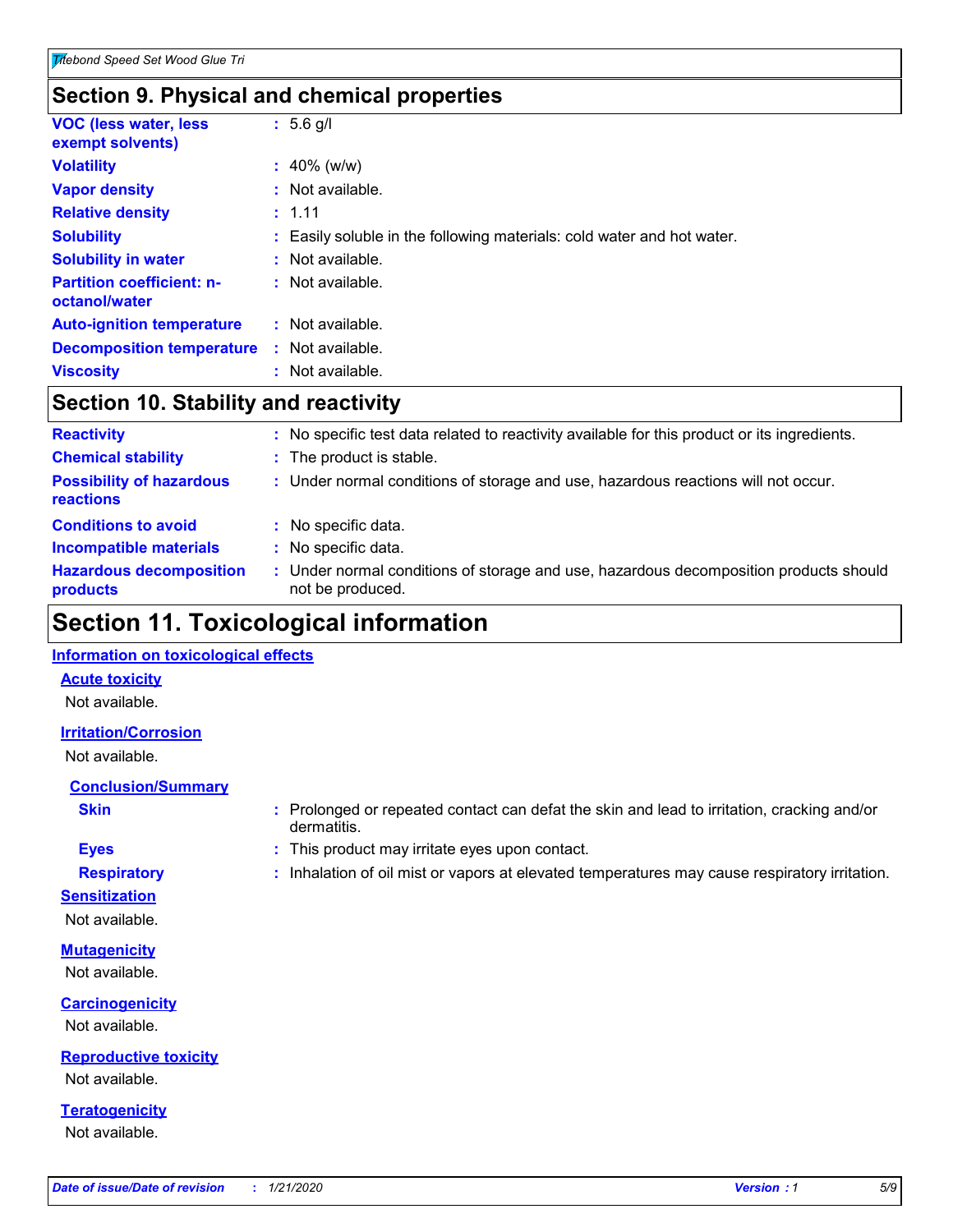## Section 9. Physical and chemical properties

| | |
|---|---|
| **VOC (less water, less exempt solvents)** | : 5.6 g/l |
| **Volatility** | : 40% (w/w) |
| **Vapor density** | : Not available. |
| **Relative density** | : 1.11 |
| **Solubility** | : Easily soluble in the following materials: cold water and hot water. |
| **Solubility in water** | : Not available. |
| **Partition coefficient: n-octanol/water** | : Not available. |
| **Auto-ignition temperature** | : Not available. |
| **Decomposition temperature** | : Not available. |
| **Viscosity** | : Not available. |

## Section 10. Stability and reactivity

| | |
|---|---|
| **Reactivity** | : No specific test data related to reactivity available for this product or its ingredients. |
| **Chemical stability** | : The product is stable. |
| **Possibility of hazardous reactions** | : Under normal conditions of storage and use, hazardous reactions will not occur. |
| **Conditions to avoid** | : No specific data. |
| **Incompatible materials** | : No specific data. |
| **Hazardous decomposition products** | : Under normal conditions of storage and use, hazardous decomposition products should not be produced. |

## Section 11. Toxicological information

### Information on toxicological effects

#### Acute toxicity

Not available.

#### Irritation/Corrosion

Not available.

#### Conclusion/Summary

| | |
|---|---|
| **Skin** | : Prolonged or repeated contact can defat the skin and lead to irritation, cracking and/or dermatitis. |
| **Eyes** | : This product may irritate eyes upon contact. |
| **Respiratory** | : Inhalation of oil mist or vapors at elevated temperatures may cause respiratory irritation. |

#### Sensitization

Not available.

#### Mutagenicity

Not available.

#### Carcinogenicity

Not available.

#### Reproductive toxicity

Not available.

#### Teratogenicity

Not available.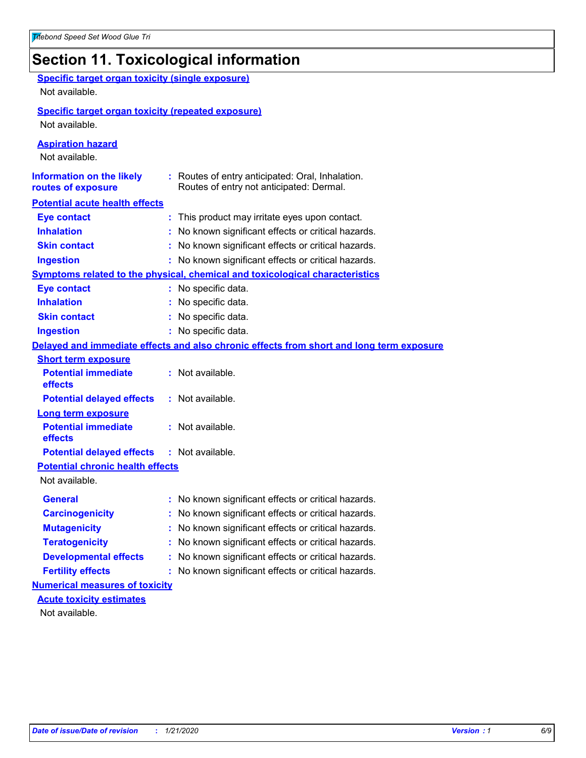# Section 11. Toxicological information

**Specific target organ toxicity (single exposure)**

Not available.

**Specific target organ toxicity (repeated exposure)**

Not available.

**Aspiration hazard**

Not available.

**Information on the likely routes of exposure** : Routes of entry anticipated: Oral, Inhalation. Routes of entry not anticipated: Dermal.

**Potential acute health effects**

**Eye contact** : This product may irritate eyes upon contact.

**Inhalation** : No known significant effects or critical hazards.

**Skin contact** : No known significant effects or critical hazards.

**Ingestion** : No known significant effects or critical hazards.

**Symptoms related to the physical, chemical and toxicological characteristics**

**Eye contact** : No specific data.

**Inhalation** : No specific data.

**Skin contact** : No specific data.

**Ingestion** : No specific data.

**Delayed and immediate effects and also chronic effects from short and long term exposure**

**Short term exposure**

**Potential immediate effects** : Not available.

**Potential delayed effects** : Not available.

**Long term exposure**

**Potential immediate effects** : Not available.

**Potential delayed effects** : Not available.

**Potential chronic health effects**

Not available.

**General** : No known significant effects or critical hazards.

**Carcinogenicity** : No known significant effects or critical hazards.

**Mutagenicity** : No known significant effects or critical hazards.

**Teratogenicity** : No known significant effects or critical hazards.

**Developmental effects** : No known significant effects or critical hazards.

**Fertility effects** : No known significant effects or critical hazards.

**Numerical measures of toxicity**

**Acute toxicity estimates**

Not available.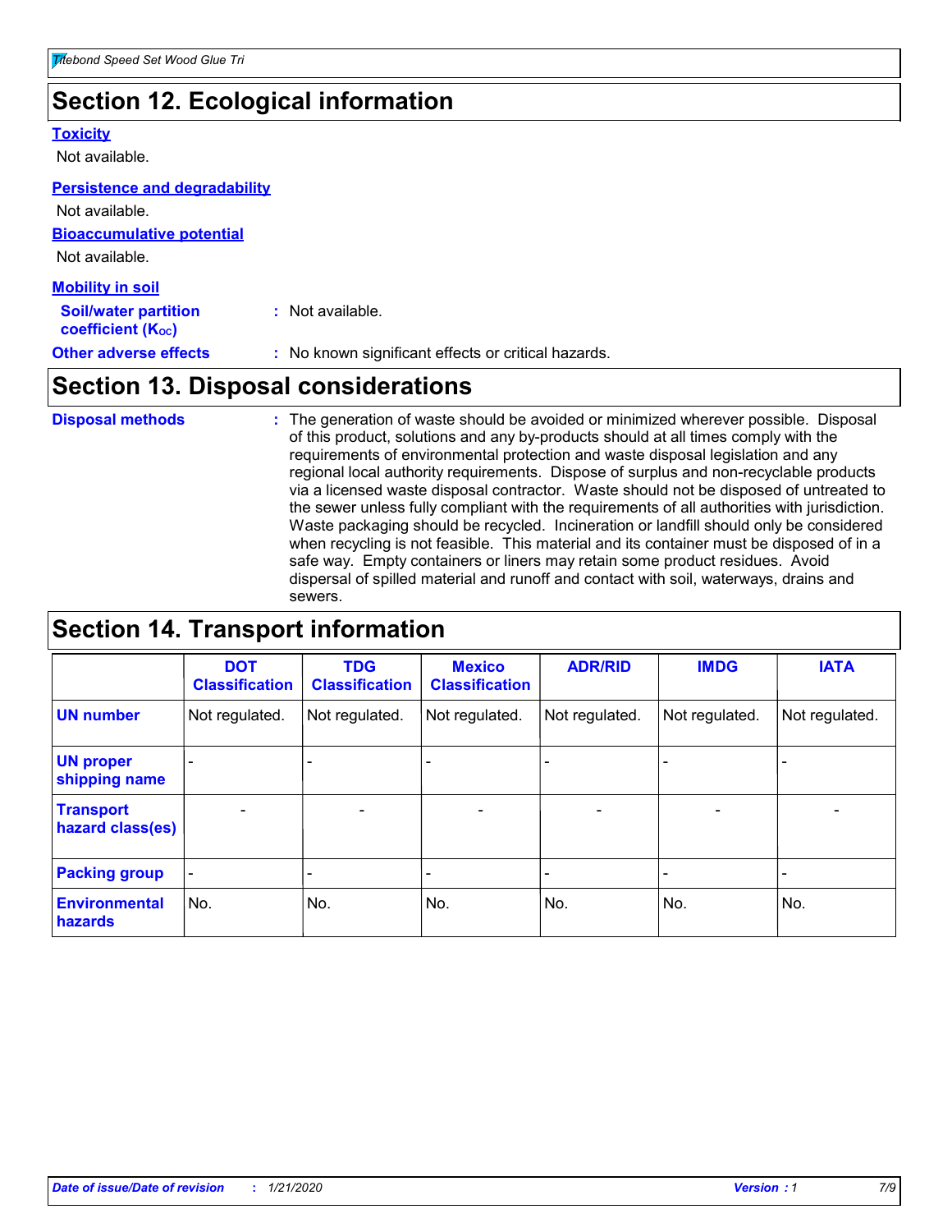## Section 12. Ecological information

### Toxicity

Not available.

### Persistence and degradability

Not available.

### Bioaccumulative potential

Not available.

### Mobility in soil

**Soil/water partition coefficient ($K_{OC}$)** : Not available.

**Other adverse effects** : No known significant effects or critical hazards.

## Section 13. Disposal considerations

**Disposal methods** : The generation of waste should be avoided or minimized wherever possible. Disposal of this product, solutions and any by-products should at all times comply with the requirements of environmental protection and waste disposal legislation and any regional local authority requirements. Dispose of surplus and non-recyclable products via a licensed waste disposal contractor. Waste should not be disposed of untreated to the sewer unless fully compliant with the requirements of all authorities with jurisdiction. Waste packaging should be recycled. Incineration or landfill should only be considered when recycling is not feasible. This material and its container must be disposed of in a safe way. Empty containers or liners may retain some product residues. Avoid dispersal of spilled material and runoff and contact with soil, waterways, drains and sewers.

## Section 14. Transport information

| | DOT Classification | TDG Classification | Mexico Classification | ADR/RID | IMDG | IATA |
|---|---|---|---|---|---|---|
| **UN number** | Not regulated. | Not regulated. | Not regulated. | Not regulated. | Not regulated. | Not regulated. |
| **UN proper shipping name** | - | - | - | - | - | - |
| **Transport hazard class(es)** | - | - | - | - | - | - |
| **Packing group** | - | - | - | - | - | - |
| **Environmental hazards** | No. | No. | No. | No. | No. | No. |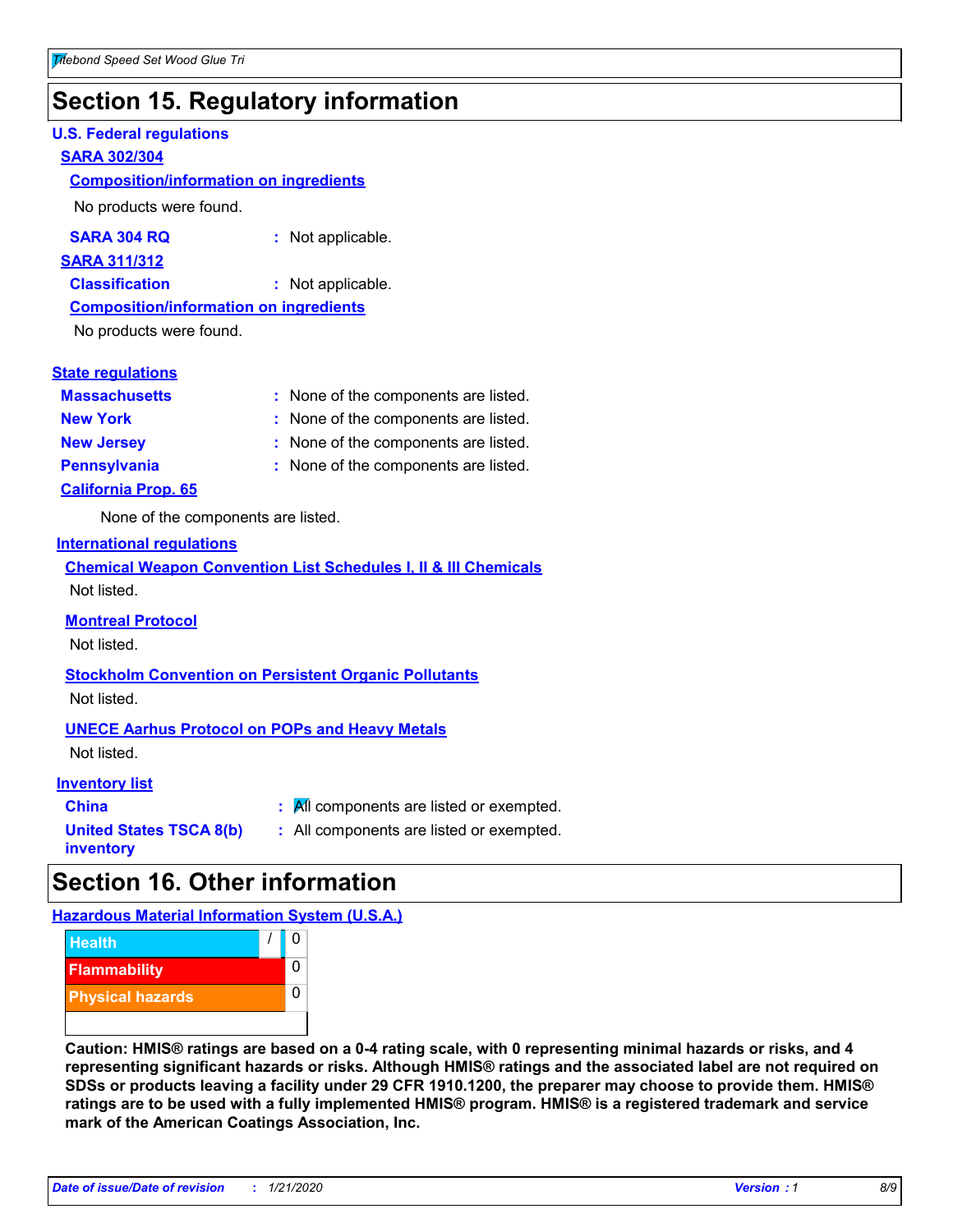# Section 15. Regulatory information

### U.S. Federal regulations

**SARA 302/304**

**Composition/information on ingredients**

No products were found.

**SARA 304 RQ** : Not applicable.

**SARA 311/312**

**Classification** : Not applicable.

**Composition/information on ingredients**

No products were found.

### State regulations

**Massachusetts** : None of the components are listed.

**New York** : None of the components are listed.

**New Jersey** : None of the components are listed.

**Pennsylvania** : None of the components are listed.

**California Prop. 65**

None of the components are listed.

### International regulations

**Chemical Weapon Convention List Schedules I, II & III Chemicals**

Not listed.

**Montreal Protocol**

Not listed.

**Stockholm Convention on Persistent Organic Pollutants**

Not listed.

**UNECE Aarhus Protocol on POPs and Heavy Metals**

Not listed.

### Inventory list

**China** : All components are listed or exempted.

**United States TSCA 8(b) inventory** : All components are listed or exempted.

# Section 16. Other information

### Hazardous Material Information System (U.S.A.)

| Hazard | | Rating |
| --- | --- | --- |
| Health | / | 0 |
| Flammability | | 0 |
| Physical hazards | | 0 |

**Caution: HMIS® ratings are based on a 0-4 rating scale, with 0 representing minimal hazards or risks, and 4 representing significant hazards or risks. Although HMIS® ratings and the associated label are not required on SDSs or products leaving a facility under 29 CFR 1910.1200, the preparer may choose to provide them. HMIS® ratings are to be used with a fully implemented HMIS® program. HMIS® is a registered trademark and service mark of the American Coatings Association, Inc.**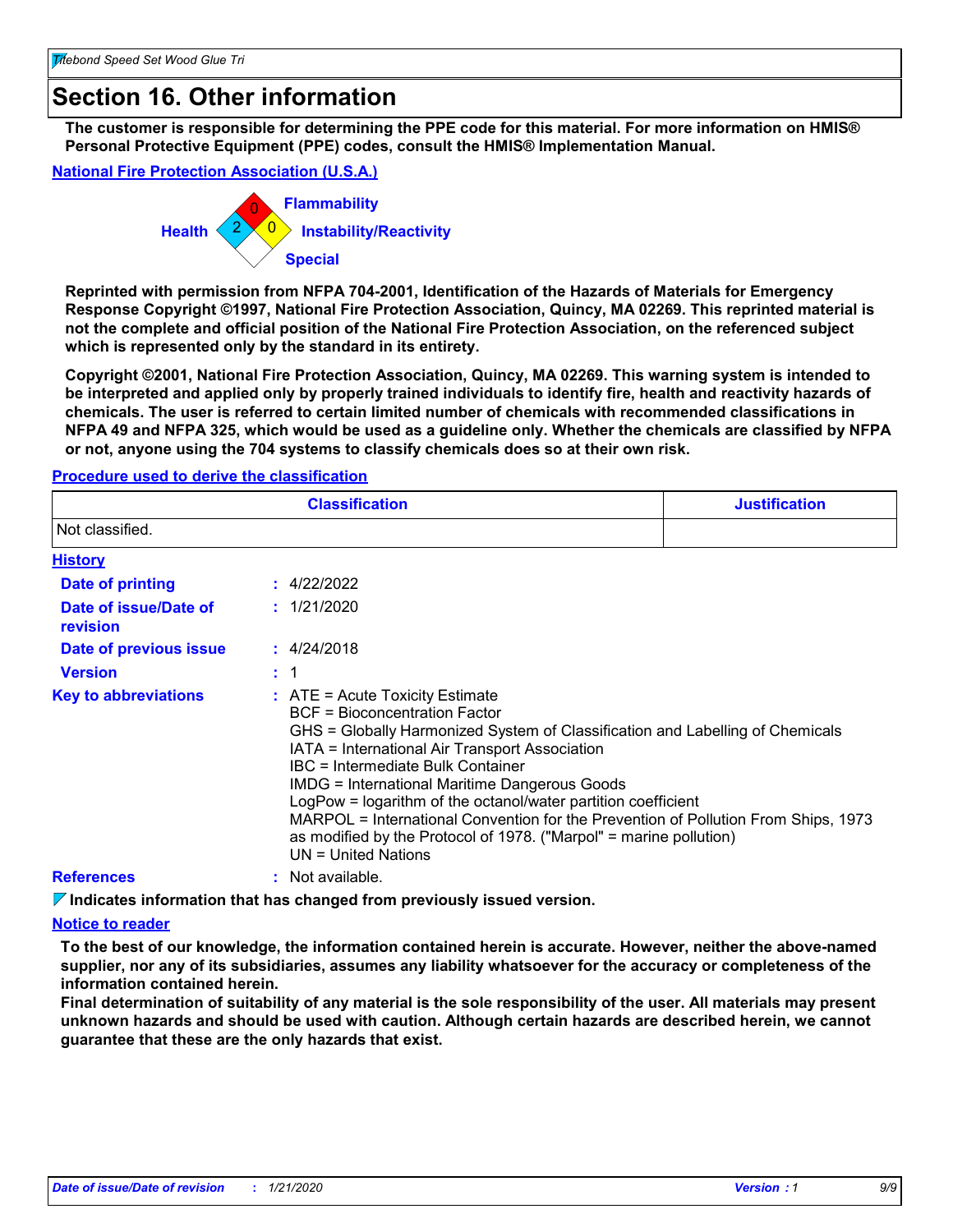# Section 16. Other information

**The customer is responsible for determining the PPE code for this material. For more information on HMIS® Personal Protective Equipment (PPE) codes, consult the HMIS® Implementation Manual.**

## National Fire Protection Association (U.S.A.)

Flammability: 0

Health: 2

Instability/Reactivity: 0

Special

**Reprinted with permission from NFPA 704-2001, Identification of the Hazards of Materials for Emergency Response Copyright ©1997, National Fire Protection Association, Quincy, MA 02269. This reprinted material is not the complete and official position of the National Fire Protection Association, on the referenced subject which is represented only by the standard in its entirety.**

**Copyright ©2001, National Fire Protection Association, Quincy, MA 02269. This warning system is intended to be interpreted and applied only by properly trained individuals to identify fire, health and reactivity hazards of chemicals. The user is referred to certain limited number of chemicals with recommended classifications in NFPA 49 and NFPA 325, which would be used as a guideline only. Whether the chemicals are classified by NFPA or not, anyone using the 704 systems to classify chemicals does so at their own risk.**

## Procedure used to derive the classification

| Classification | Justification |
|---|---|
| Not classified. | |

## History

**Date of printing** : 4/22/2022

**Date of issue/Date of revision** : 1/21/2020

**Date of previous issue** : 4/24/2018

**Version** : 1

**Key to abbreviations** :
ATE = Acute Toxicity Estimate
BCF = Bioconcentration Factor
GHS = Globally Harmonized System of Classification and Labelling of Chemicals
IATA = International Air Transport Association
IBC = Intermediate Bulk Container
IMDG = International Maritime Dangerous Goods
LogPow = logarithm of the octanol/water partition coefficient
MARPOL = International Convention for the Prevention of Pollution From Ships, 1973 as modified by the Protocol of 1978. ("Marpol" = marine pollution)
UN = United Nations

**References** : Not available.

**Indicates information that has changed from previously issued version.**

## Notice to reader

**To the best of our knowledge, the information contained herein is accurate. However, neither the above-named supplier, nor any of its subsidiaries, assumes any liability whatsoever for the accuracy or completeness of the information contained herein.**

**Final determination of suitability of any material is the sole responsibility of the user. All materials may present unknown hazards and should be used with caution. Although certain hazards are described herein, we cannot guarantee that these are the only hazards that exist.**